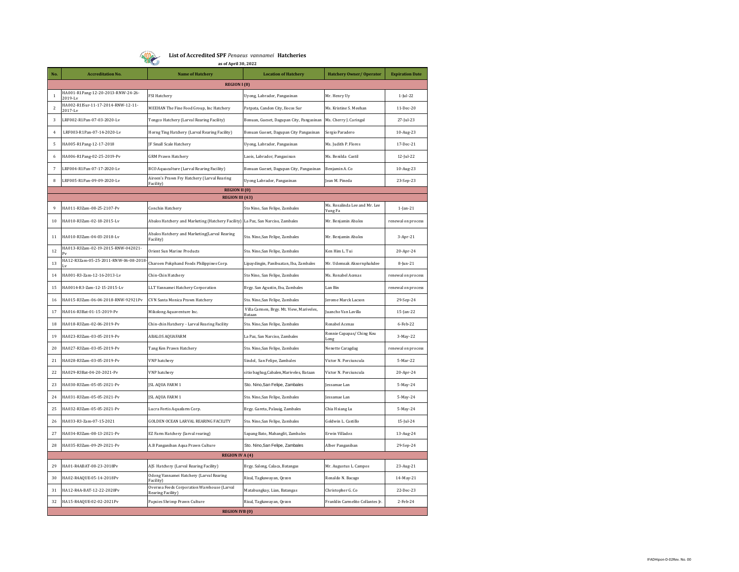# List of Accredited SPF *Penaeus vannamei* Hatcheries

**as of April 30, 2022**

| No. | Accreditation No. | Name of Hatchery | Location of Hatchery | Hatchery Owner/ Operator | Expiration Date |
|---|---|---|---|---|---|
| **REGION I (8)** | | | | | |
| 1 | HA001-R1Pang-12-20-2013-RNW-24-26-2019-Lv | FSI Hatchery | Uyong, Labrador, Pangasinan | Mr. Henry Uy | 1-Jul-22 |
| 2 | HA002-R1ISur-11-17-2014-RNW-12-11-2017-Lv | MEEHAN The Fine Food Group, Inc Hatchery | Patpata, Candon City, Ilocos Sur | Ms. Kristine S. Meehan | 11-Dec-20 |
| 3 | LRF002-R1Pan-07-03-2020-Lv | Tongco Hatchery (Larval Rearing Facility) | Bonuan, Gueset, Dagupan City, Pangasinan | Ms. Cherry J. Caringal | 27-Jul-23 |
| 4 | LRF003-R1Pan-07-14-2020-Lv | Horng Ting Hatchery (Larval Rearing Facility) | Bonuan Gueset, Dagupan City Pangasinan | Sergio Paradero | 10-Aug-23 |
| 5 | HA005-R1Pang-12-17-2018 | JF Small Scale Hatchery | Uyong, Labrador, Pangasinan | Ms. Judith P. Flores | 17-Dec-21 |
| 6 | HA006-R1Pang-02-25-2019-Pv | GRM Prawn Hatchery | Laois, Labrador, Pangasinan | Ms. Benilda Castil | 12-Jul-22 |
| 7 | LRF004-R1Pan-07-17-2020-Lv | BCO Aquaculture (Larval Rearing Facility) | Bonuan Gueset, Dagupan City, Pangasinan | Benjamin A. Co | 10-Aug-23 |
| 8 | LRF005-R1Pan-09-09-2020-Lv | Aireen's Prawn Fry Hatchery (Larval Rearing Facility) | Uyong Labrador, Pangasinan | Jean M. Pineda | 23-Sep-23 |
| **REGION II (0)** | | | | | |
| **REGION III (43)** | | | | | |
| 9 | HA011-R3Zam-08-25-2107-Pv | Conchin Hatchery | Sto Nino, San Felipe, Zambales | Ms. Rosalinda Lee and Mr. Lee Yung Fa | 1-Jan-21 |
| 10 | HA010-R3Zam-02-18-2015-Lv | Abalos Hatchery and Marketing (Hatchery Facility) | La Paz, San Narciso, Zambales | Mr. Benjamin Abalos | renewal on process |
| 11 | HA010-R3Zam-04-03-2018-Lv | Abalos Hatchery and Marketing(Larval Rearing Facility) | Sto. Nino,San Felipe, Zambales | Mr. Benjamin Abalos | 3-Apr-21 |
| 12 | HA013-R3Zam-02-19-2015-RNW-042021-Pv | Orient Sun Marine Products | Sto. Nino,San Felipe, Zambales | Ken Him L. Tui | 20-Apr-24 |
| 13 | HA12-R3Zam-05-25-2011-RNW-06-08-2018-Lv | Charoen Pokphand Foods Philippines Corp. | Lipaydingin, Panibuatan, Iba, Zambales | Mr. Udomsak Aksornphakdee | 8-Jun-21 |
| 14 | HA001-R3-Zam-12-16-2013-Lv | Chin-Chin Hatchery | Sto Nino, San Felipe, Zambales | Ms. Ronabel Acenas | renewal on process |
| 15 | HA0014-R3-Zam-12-15-2015-Lv | LLT Vannamei Hatchery Corporation | Brgy. San Agustin, Iba, Zambales | Lan Bin | renewal on process |
| 16 | HA015-R3Zam-06-04-2018-RNW-92921Pv | CVN Santa Monica Prawn Hatchery | Sto. Nino,San Felipe, Zambales | Jerome Marck Lacson | 29-Sep-24 |
| 17 | HA016-R3Bat-01-15-2019-Pv | Mikolong Aquaventure Inc. | Villa Carmen, Brgy. Mt. View, Mariveles, Bataan | Juancho Van Lavilla | 15-Jan-22 |
| 18 | HA018-R3Zam-02-06-2019-Pv | Chin-chin Hatchery - Larval Rearing Facility | Sto. Nino,San Felipe, Zambales | Ronabel Acenas | 6-Feb-22 |
| 19 | HA023-R3Zam-03-05-2019-Pv | ABALOS AQUAFARM | La Paz, San Narciso, Zambales | Ronnie Capapas/ Ching Kou Long | 3-May-22 |
| 20 | HA027-R3Zam-03-05-2019-Pv | Tang Ken Prawn Hatchery | Sto. Nino,San Felipe, Zambales | Nenette Caragdag | renewal on process |
| 21 | HA028-R3Zam-03-05-2019-Pv | VNP hatchery | Sindol, San Felipe, Zambales | Victor N. Porciuncula | 5-Mar-22 |
| 22 | HA029-R3Bat-04-20-2021-Pv | VNP hatchery | sitio bagbag,Cabalen,Mariveles, Bataan | Victor N. Porciuncula | 20-Apr-24 |
| 23 | HA030-R3Zam-05-05-2021-Pv | JSL AQUA FARM 1 | Sto. Nino,San Felipe, Zambales | Jessamae Lan | 5-May-24 |
| 24 | HA031-R3Zam-05-05-2021-Pv | JSL AQUA FARM 1 | Sto. Nino,San Felipe, Zambales | Jessamae Lan | 5-May-24 |
| 25 | HA032-R3Zam-05-05-2021-Pv | Lucra Fortis Aquafarm Corp. | Brgy. Gareta, Palauig, Zambales | Chia Hsiang Lu | 5-May-24 |
| 26 | HA033-R3-Zam-07-15-2021 | GOLDEN OCEAN LARVAL REARING FACILITY | Sto. Nino,San Felipe, Zambales | Goldwin L. Castillo | 15-Jul-24 |
| 27 | HA034-R3Zam-08-13-2021-Pv | EZ Farm Hatchery (larval rearing) | Sapang Bato, Mabanglit, Zambales | Erwin Villadoz | 13-Aug-24 |
| 28 | HA035-R3Zam-09-29-2021-Pv | A.B Panganiban Aqua Prawn Culture | Sto. Nino,San Felipe, Zambales | Alber Panganiban | 29-Sep-24 |
| **REGION IV A (4)** | | | | | |
| 29 | HA01-R4ABAT-08-23-2018Pv | AJS Hatchery (Larval Rearing Facility) | Brgy. Salong, Calaca, Batangas | Mr. Augustus L. Campos | 23-Aug-21 |
| 30 | HA02-R4AQUE-05-14-2018Pv | Odong Vannamei Hatchery (Larval Rearing Facility) | Rizal, Tagkawayan, Qezon | Ronaldo N. Bacago | 14-May-21 |
| 31 | HA12-R4A-BAT-12-22-2020Pv | Oversea Feeds Corporation Warehouse (Larval Rearing Facility) | Matabungkay, Lian, Batangas | Christopher G. Co | 22-Dec-23 |
| 32 | HA15-R4AQUE-02-02-2021Pv | Papsies Shrimp Prawn Culture | Rizal, Tagkawayan, Qezon | Franklin Carmelito Collantes Jr. | 2-Feb-24 |
| **REGION IVB (0)** | | | | | |

IFADHipon-D-02Rev. No. 00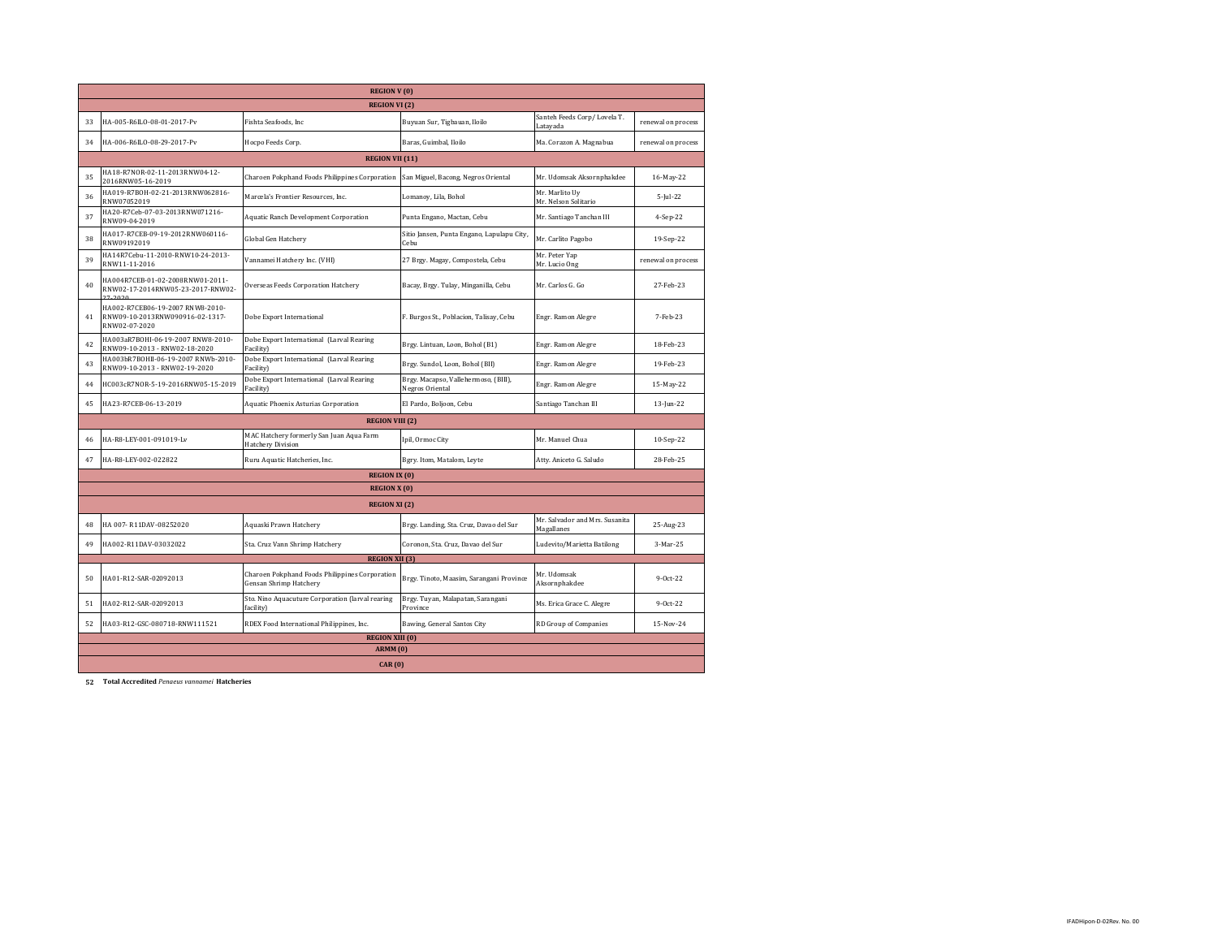| | | | | | |
|---|---|---|---|---|---|
| **REGION V (0)** | | | | | |
| **REGION VI (2)** | | | | | |
| 33 | HA-005-R6ILO-08-01-2017-Pv | Fishta Seafoods, Inc | Buyuan Sur, Tigbauan, Iloilo | Santeh Feeds Corp/ Lovela T. Latayada | renewal on process |
| 34 | HA-006-R6ILO-08-29-2017-Pv | Hocpo Feeds Corp. | Baras, Guimbal, Iloilo | Ma. Corazon A. Magnabua | renewal on process |
| **REGION VII (11)** | | | | | |
| 35 | HA18-R7NOR-02-11-2013RNW04-12-2016RNW05-16-2019 | Charoen Pokphand Foods Philippines Corporation | San Miguel, Bacong, Negros Oriental | Mr. Udomsak Aksornphakdee | 16-May-22 |
| 36 | HA019-R7BOH-02-21-2013RNW062816-RNW07052019 | Marcela's Frontier Resources, Inc. | Lomanoy, Lila, Bohol | Mr. Marlito Uy<br>Mr. Nelson Solitario | 5-Jul-22 |
| 37 | HA20-R7Ceb-07-03-2013RNW071216-RNW09-04-2019 | Aquatic Ranch Development Corporation | Punta Engano, Mactan, Cebu | Mr. Santiago Tanchan III | 4-Sep-22 |
| 38 | HA017-R7CEB-09-19-2012RNW060116-RNW09192019 | Global Gen Hatchery | Sitio Jansen, Punta Engano, Lapulapu City, Cebu | Mr. Carlito Pagobo | 19-Sep-22 |
| 39 | HA14R7Cebu-11-2010-RNW10-24-2013-RNW11-11-2016 | Vannamei Hatchery Inc. (VHI) | 27 Brgy. Magay, Compostela, Cebu | Mr. Peter Yap<br>Mr. Lucio Ong | renewal on process |
| 40 | HA004R7CEB-01-02-2008RNW01-2011-RNW02-17-2014RNW05-23-2017-RNW02-27-2020 | Overseas Feeds Corporation Hatchery | Bacay, Brgy. Tulay, Minganilla, Cebu | Mr. Carlos G. Go | 27-Feb-23 |
| 41 | HA002-R7CEB06-19-2007 RNW08-2010-RNW09-10-2013RNW090916-02-1317-RNW02-07-2020 | Dobe Export International | F. Burgos St., Poblacion, Talisay, Cebu | Engr. Ramon Alegre | 7-Feb-23 |
| 42 | HA003aR7BOHI-06-19-2007 RNW8-2010-RNW09-10-2013 - RNW02-18-2020 | Dobe Export International (Larval Rearing Facility) | Brgy. Lintuan, Loon, Bohol (B1) | Engr. Ramon Alegre | 18-Feb-23 |
| 43 | HA003bR7BOHII-06-19-2007 RNWb-2010-RNW09-10-2013 - RNW02-19-2020 | Dobe Export International (Larval Rearing Facility) | Brgy. Sundol, Loon, Bohol (BII) | Engr. Ramon Alegre | 19-Feb-23 |
| 44 | HC003cR7NOR-5-19-2016RNW05-15-2019 | Dobe Export International (Larval Rearing Facility) | Brgy. Macapso, Vallehermoso, (BIII), Negros Oriental | Engr. Ramon Alegre | 15-May-22 |
| 45 | HA23-R7CEB-06-13-2019 | Aquatic Phoenix Asturias Corporation | El Pardo, Boljoon, Cebu | Santiago Tanchan III | 13-Jun-22 |
| **REGION VIII (2)** | | | | | |
| 46 | HA-R8-LEY-001-091019-Lv | MAC Hatchery formerly San Juan Aqua Farm Hatchery Division | Ipil, Ormoc City | Mr. Manuel Chua | 10-Sep-22 |
| 47 | HA-R8-LEY-002-022822 | Ruru Aquatic Hatcheries, Inc. | Bgry. Itom, Matalom, Leyte | Atty. Aniceto G. Saludo | 28-Feb-25 |
| **REGION IX (0)** | | | | | |
| **REGION X (0)** | | | | | |
| **REGION XI (2)** | | | | | |
| 48 | HA 007- R11DAV-08252020 | Aquaski Prawn Hatchery | Brgy. Landing, Sta. Cruz, Davao del Sur | Mr. Salvador and Mrs. Susanita Magallanes | 25-Aug-23 |
| 49 | HA002-R11DAV-03032022 | Sta. Cruz Vann Shrimp Hatchery | Coronon, Sta. Cruz, Davao del Sur | Ludevito/Marietta Batilong | 3-Mar-25 |
| **REGION XII (3)** | | | | | |
| 50 | HA01-R12-SAR-02092013 | Charoen Pokphand Foods Philippines Corporation Gensan Shrimp Hatchery | Brgy. Tinoto, Maasim, Sarangani Province | Mr. Udomsak Aksornphakdee | 9-Oct-22 |
| 51 | HA02-R12-SAR-02092013 | Sto. Nino Aquacuture Corporation (larval rearing facility) | Brgy. Tuyan, Malapatan, Sarangani Province | Ms. Erica Grace C. Alegre | 9-Oct-22 |
| 52 | HA03-R12-GSC-080718-RNW111521 | RDEX Food International Philippines, Inc. | Bawing, General Santos City | RD Group of Companies | 15-Nov-24 |
| **REGION XIII (0)** | | | | | |
| **ARMM (0)** | | | | | |
| **CAR (0)** | | | | | |

**52 Total Accredited *Penaeus vannamei* Hatcheries**